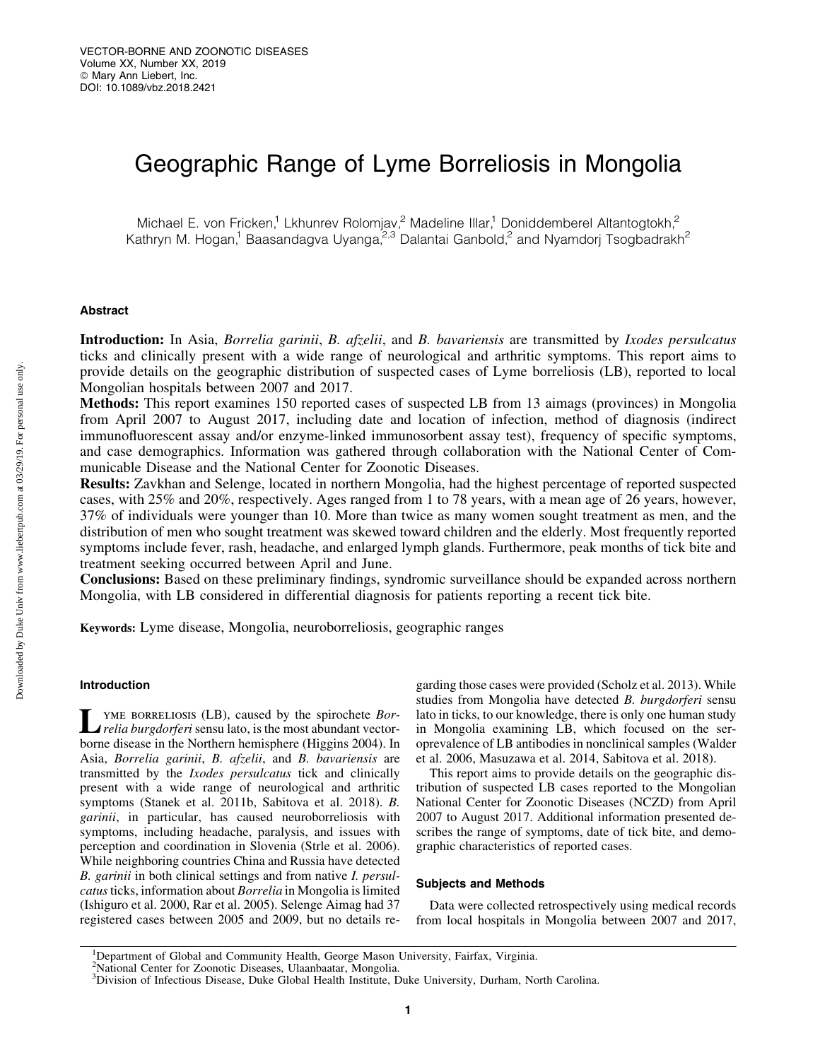# Geographic Range of Lyme Borreliosis in Mongolia

Michael E. von Fricken,[1] Lkhunrev Rolomjav,[2] Madeline Illar,[1] Doniddemberel Altantogtokh,[2] Kathryn M. Hogan,[1] Baasandagva Uyanga,[2,3] Dalantai Ganbold,[2] and Nyamdorj Tsogbadrakh[2]

## Abstract

**Introduction:** In Asia, *Borrelia garinii*, *B. afzelii*, and *B. bavariensis* are transmitted by *Ixodes persulcatus* ticks and clinically present with a wide range of neurological and arthritic symptoms. This report aims to provide details on the geographic distribution of suspected cases of Lyme borreliosis (LB), reported to local Mongolian hospitals between 2007 and 2017.

**Methods:** This report examines 150 reported cases of suspected LB from 13 aimags (provinces) in Mongolia from April 2007 to August 2017, including date and location of infection, method of diagnosis (indirect immunofluorescent assay and/or enzyme-linked immunosorbent assay test), frequency of specific symptoms, and case demographics. Information was gathered through collaboration with the National Center of Communicable Disease and the National Center for Zoonotic Diseases.

**Results:** Zavkhan and Selenge, located in northern Mongolia, had the highest percentage of reported suspected cases, with 25% and 20%, respectively. Ages ranged from 1 to 78 years, with a mean age of 26 years, however, 37% of individuals were younger than 10. More than twice as many women sought treatment as men, and the distribution of men who sought treatment was skewed toward children and the elderly. Most frequently reported symptoms include fever, rash, headache, and enlarged lymph glands. Furthermore, peak months of tick bite and treatment seeking occurred between April and June.

**Conclusions:** Based on these preliminary findings, syndromic surveillance should be expanded across northern Mongolia, with LB considered in differential diagnosis for patients reporting a recent tick bite.

**Keywords:** Lyme disease, Mongolia, neuroborreliosis, geographic ranges

## Introduction

Lyme borreliosis (LB), caused by the spirochete *Borrelia burgdorferi* sensu lato, is the most abundant vector-borne disease in the Northern hemisphere (Higgins 2004). In Asia, *Borrelia garinii*, *B. afzelii*, and *B. bavariensis* are transmitted by the *Ixodes persulcatus* tick and clinically present with a wide range of neurological and arthritic symptoms (Stanek et al. 2011b, Sabitova et al. 2018). *B. garinii*, in particular, has caused neuroborreliosis with symptoms, including headache, paralysis, and issues with perception and coordination in Slovenia (Strle et al. 2006). While neighboring countries China and Russia have detected *B. garinii* in both clinical settings and from native *I. persulcatus* ticks, information about *Borrelia* in Mongolia is limited (Ishiguro et al. 2000, Rar et al. 2005). Selenge Aimag had 37 registered cases between 2005 and 2009, but no details regarding those cases were provided (Scholz et al. 2013). While studies from Mongolia have detected *B. burgdorferi* sensu lato in ticks, to our knowledge, there is only one human study in Mongolia examining LB, which focused on the seroprevalence of LB antibodies in nonclinical samples (Walder et al. 2006, Masuzawa et al. 2014, Sabitova et al. 2018).

This report aims to provide details on the geographic distribution of suspected LB cases reported to the Mongolian National Center for Zoonotic Diseases (NCZD) from April 2007 to August 2017. Additional information presented describes the range of symptoms, date of tick bite, and demographic characteristics of reported cases.

## Subjects and Methods

Data were collected retrospectively using medical records from local hospitals in Mongolia between 2007 and 2017,

[1]Department of Global and Community Health, George Mason University, Fairfax, Virginia.
[2]National Center for Zoonotic Diseases, Ulaanbaatar, Mongolia.
[3]Division of Infectious Disease, Duke Global Health Institute, Duke University, Durham, North Carolina.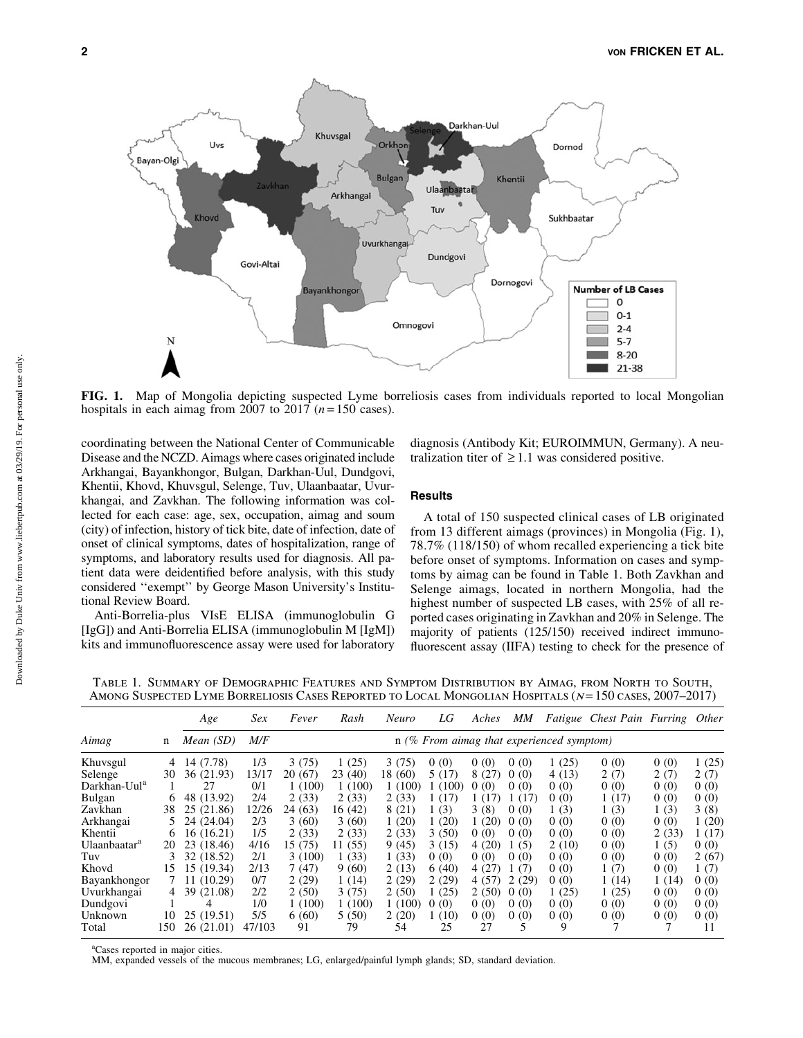FIG. 1. Map of Mongolia depicting suspected Lyme borreliosis cases from individuals reported to local Mongolian hospitals in each aimag from 2007 to 2017 ($n = 150$ cases).

coordinating between the National Center of Communicable Disease and the NCZD. Aimags where cases originated include Arkhangai, Bayankhongor, Bulgan, Darkhan-Uul, Dundgovi, Khentii, Khovd, Khuvsgul, Selenge, Tuv, Ulaanbaatar, Uvurkhangai, and Zavkhan. The following information was collected for each case: age, sex, occupation, aimag and soum (city) of infection, history of tick bite, date of infection, date of onset of clinical symptoms, dates of hospitalization, range of symptoms, and laboratory results used for diagnosis. All patient data were deidentified before analysis, with this study considered ''exempt'' by George Mason University's Institutional Review Board.

Anti-Borrelia-plus VIsE ELISA (immunoglobulin G [IgG]) and Anti-Borrelia ELISA (immunoglobulin M [IgM]) kits and immunofluorescence assay were used for laboratory diagnosis (Antibody Kit; EUROIMMUN, Germany). A neutralization titer of $\geq 1.1$ was considered positive.

## Results

A total of 150 suspected clinical cases of LB originated from 13 different aimags (provinces) in Mongolia (Fig. 1), 78.7% (118/150) of whom recalled experiencing a tick bite before onset of symptoms. Information on cases and symptoms by aimag can be found in Table 1. Both Zavkhan and Selenge aimags, located in northern Mongolia, had the highest number of suspected LB cases, with 25% of all reported cases originating in Zavkhan and 20% in Selenge. The majority of patients (125/150) received indirect immunofluorescent assay (IIFA) testing to check for the presence of

Table 1. Summary of Demographic Features and Symptom Distribution by Aimag, from North to South, Among Suspected Lyme Borreliosis Cases Reported to Local Mongolian Hospitals ($N = 150$ cases, 2007–2017)

| Aimag | n | Age | Sex | Fever | Rash | Neuro | LG | Aches | MM | Fatigue | Chest Pain | Furring | Other |
|---|---|---|---|---|---|---|---|---|---|---|---|---|---|
| | | Mean (SD) | M/F | n (% From aimag that experienced symptom) | | | | | | | | | |
| Khuvsgul | 4 | 14 (7.78) | 1/3 | 3 (75) | 1 (25) | 3 (75) | 0 (0) | 0 (0) | 0 (0) | 1 (25) | 0 (0) | 0 (0) | 1 (25) |
| Selenge | 30 | 36 (21.93) | 13/17 | 20 (67) | 23 (40) | 18 (60) | 5 (17) | 8 (27) | 0 (0) | 4 (13) | 2 (7) | 2 (7) | 2 (7) |
| Darkhan-Uul[a] | 1 | 27 | 0/1 | 1 (100) | 1 (100) | 1 (100) | 1 (100) | 0 (0) | 0 (0) | 0 (0) | 0 (0) | 0 (0) | 0 (0) |
| Bulgan | 6 | 48 (13.92) | 2/4 | 2 (33) | 2 (33) | 2 (33) | 1 (17) | 1 (17) | 1 (17) | 0 (0) | 1 (17) | 0 (0) | 0 (0) |
| Zavkhan | 38 | 25 (21.86) | 12/26 | 24 (63) | 16 (42) | 8 (21) | 1 (3) | 3 (8) | 0 (0) | 1 (3) | 1 (3) | 1 (3) | 3 (8) |
| Arkhangai | 5 | 24 (24.04) | 2/3 | 3 (60) | 3 (60) | 1 (20) | 1 (20) | 1 (20) | 0 (0) | 0 (0) | 0 (0) | 0 (0) | 1 (20) |
| Khentii | 6 | 16 (16.21) | 1/5 | 2 (33) | 2 (33) | 2 (33) | 3 (50) | 0 (0) | 0 (0) | 0 (0) | 0 (0) | 2 (33) | 1 (17) |
| Ulaanbaatar[a] | 20 | 23 (18.46) | 4/16 | 15 (75) | 11 (55) | 9 (45) | 3 (15) | 4 (20) | 1 (5) | 2 (10) | 0 (0) | 1 (5) | 0 (0) |
| Tuv | 3 | 32 (18.52) | 2/1 | 3 (100) | 1 (33) | 1 (33) | 0 (0) | 0 (0) | 0 (0) | 0 (0) | 0 (0) | 0 (0) | 2 (67) |
| Khovd | 15 | 15 (19.34) | 2/13 | 7 (47) | 9 (60) | 2 (13) | 6 (40) | 4 (27) | 1 (7) | 0 (0) | 1 (7) | 0 (0) | 1 (7) |
| Bayankhongor | 7 | 11 (10.29) | 0/7 | 2 (29) | 1 (14) | 2 (29) | 2 (29) | 4 (57) | 2 (29) | 0 (0) | 1 (14) | 1 (14) | 0 (0) |
| Uvurkhangai | 4 | 39 (21.08) | 2/2 | 2 (50) | 3 (75) | 2 (50) | 1 (25) | 2 (50) | 0 (0) | 1 (25) | 1 (25) | 0 (0) | 0 (0) |
| Dundgovi | 1 | 4 | 1/0 | 1 (100) | 1 (100) | 1 (100) | 0 (0) | 0 (0) | 0 (0) | 0 (0) | 0 (0) | 0 (0) | 0 (0) |
| Unknown | 10 | 25 (19.51) | 5/5 | 6 (60) | 5 (50) | 2 (20) | 1 (10) | 0 (0) | 0 (0) | 0 (0) | 0 (0) | 0 (0) | 0 (0) |
| Total | 150 | 26 (21.01) | 47/103 | 91 | 79 | 54 | 25 | 27 | 5 | 9 | 7 | 7 | 11 |

[a]Cases reported in major cities.
MM, expanded vessels of the mucous membranes; LG, enlarged/painful lymph glands; SD, standard deviation.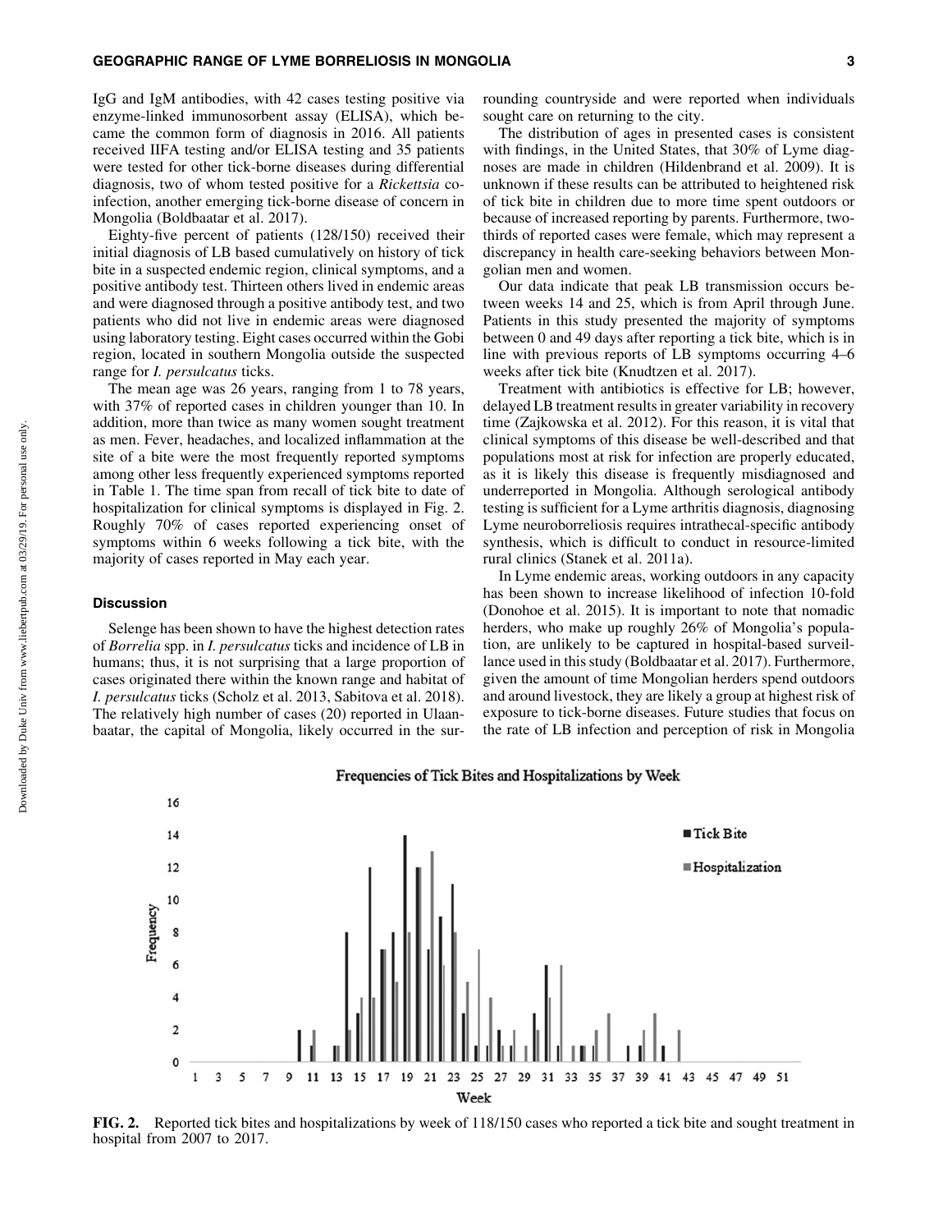IgG and IgM antibodies, with 42 cases testing positive via enzyme-linked immunosorbent assay (ELISA), which became the common form of diagnosis in 2016. All patients received IIFA testing and/or ELISA testing and 35 patients were tested for other tick-borne diseases during differential diagnosis, two of whom tested positive for a *Rickettsia* co-infection, another emerging tick-borne disease of concern in Mongolia (Boldbaatar et al. 2017).

Eighty-five percent of patients (128/150) received their initial diagnosis of LB based cumulatively on history of tick bite in a suspected endemic region, clinical symptoms, and a positive antibody test. Thirteen others lived in endemic areas and were diagnosed through a positive antibody test, and two patients who did not live in endemic areas were diagnosed using laboratory testing. Eight cases occurred within the Gobi region, located in southern Mongolia outside the suspected range for *I. persulcatus* ticks.

The mean age was 26 years, ranging from 1 to 78 years, with 37% of reported cases in children younger than 10. In addition, more than twice as many women sought treatment as men. Fever, headaches, and localized inflammation at the site of a bite were the most frequently reported symptoms among other less frequently experienced symptoms reported in Table 1. The time span from recall of tick bite to date of hospitalization for clinical symptoms is displayed in Fig. 2. Roughly 70% of cases reported experiencing onset of symptoms within 6 weeks following a tick bite, with the majority of cases reported in May each year.

## Discussion

Selenge has been shown to have the highest detection rates of *Borrelia* spp. in *I. persulcatus* ticks and incidence of LB in humans; thus, it is not surprising that a large proportion of cases originated there within the known range and habitat of *I. persulcatus* ticks (Scholz et al. 2013, Sabitova et al. 2018). The relatively high number of cases (20) reported in Ulaanbaatar, the capital of Mongolia, likely occurred in the surrounding countryside and were reported when individuals sought care on returning to the city.

The distribution of ages in presented cases is consistent with findings, in the United States, that 30% of Lyme diagnoses are made in children (Hildenbrand et al. 2009). It is unknown if these results can be attributed to heightened risk of tick bite in children due to more time spent outdoors or because of increased reporting by parents. Furthermore, two-thirds of reported cases were female, which may represent a discrepancy in health care-seeking behaviors between Mongolian men and women.

Our data indicate that peak LB transmission occurs between weeks 14 and 25, which is from April through June. Patients in this study presented the majority of symptoms between 0 and 49 days after reporting a tick bite, which is in line with previous reports of LB symptoms occurring 4–6 weeks after tick bite (Knudtzen et al. 2017).

Treatment with antibiotics is effective for LB; however, delayed LB treatment results in greater variability in recovery time (Zajkowska et al. 2012). For this reason, it is vital that clinical symptoms of this disease be well-described and that populations most at risk for infection are properly educated, as it is likely this disease is frequently misdiagnosed and underreported in Mongolia. Although serological antibody testing is sufficient for a Lyme arthritis diagnosis, diagnosing Lyme neuroborreliosis requires intrathecal-specific antibody synthesis, which is difficult to conduct in resource-limited rural clinics (Stanek et al. 2011a).

In Lyme endemic areas, working outdoors in any capacity has been shown to increase likelihood of infection 10-fold (Donohoe et al. 2015). It is important to note that nomadic herders, who make up roughly 26% of Mongolia's population, are unlikely to be captured in hospital-based surveillance used in this study (Boldbaatar et al. 2017). Furthermore, given the amount of time Mongolian herders spend outdoors and around livestock, they are likely a group at highest risk of exposure to tick-borne diseases. Future studies that focus on the rate of LB infection and perception of risk in Mongolia

**FIG. 2.** Reported tick bites and hospitalizations by week of 118/150 cases who reported a tick bite and sought treatment in hospital from 2007 to 2017.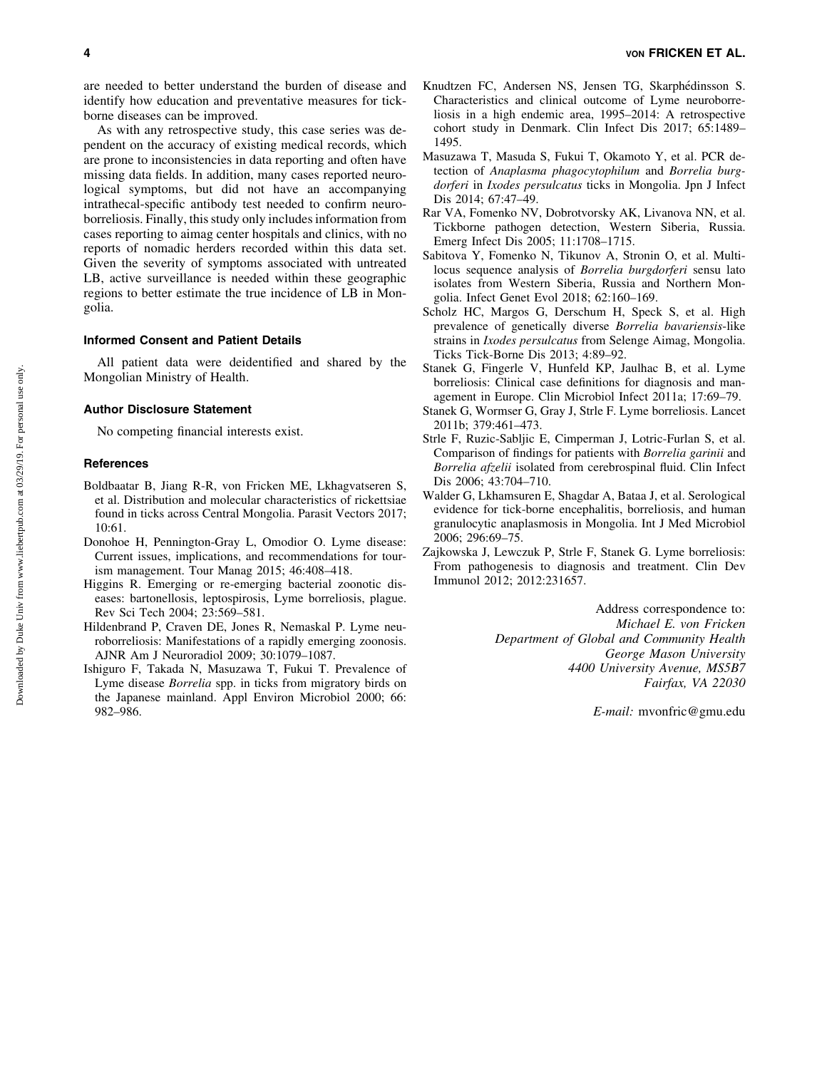are needed to better understand the burden of disease and identify how education and preventative measures for tick-borne diseases can be improved.

As with any retrospective study, this case series was dependent on the accuracy of existing medical records, which are prone to inconsistencies in data reporting and often have missing data fields. In addition, many cases reported neurological symptoms, but did not have an accompanying intrathecal-specific antibody test needed to confirm neuroborreliosis. Finally, this study only includes information from cases reporting to aimag center hospitals and clinics, with no reports of nomadic herders recorded within this data set. Given the severity of symptoms associated with untreated LB, active surveillance is needed within these geographic regions to better estimate the true incidence of LB in Mongolia.

### Informed Consent and Patient Details

All patient data were deidentified and shared by the Mongolian Ministry of Health.

### Author Disclosure Statement

No competing financial interests exist.

### References

Boldbaatar B, Jiang R-R, von Fricken ME, Lkhagvatseren S, et al. Distribution and molecular characteristics of rickettsiae found in ticks across Central Mongolia. Parasit Vectors 2017; 10:61.

Donohoe H, Pennington-Gray L, Omodior O. Lyme disease: Current issues, implications, and recommendations for tourism management. Tour Manag 2015; 46:408–418.

Higgins R. Emerging or re-emerging bacterial zoonotic diseases: bartonellosis, leptospirosis, Lyme borreliosis, plague. Rev Sci Tech 2004; 23:569–581.

Hildenbrand P, Craven DE, Jones R, Nemaskal P. Lyme neuroborreliosis: Manifestations of a rapidly emerging zoonosis. AJNR Am J Neuroradiol 2009; 30:1079–1087.

Ishiguro F, Takada N, Masuzawa T, Fukui T. Prevalence of Lyme disease *Borrelia* spp. in ticks from migratory birds on the Japanese mainland. Appl Environ Microbiol 2000; 66: 982–986.

Knudtzen FC, Andersen NS, Jensen TG, Skarphédinsson S. Characteristics and clinical outcome of Lyme neuroborreliosis in a high endemic area, 1995–2014: A retrospective cohort study in Denmark. Clin Infect Dis 2017; 65:1489–1495.

Masuzawa T, Masuda S, Fukui T, Okamoto Y, et al. PCR detection of *Anaplasma phagocytophilum* and *Borrelia burgdorferi* in *Ixodes persulcatus* ticks in Mongolia. Jpn J Infect Dis 2014; 67:47–49.

Rar VA, Fomenko NV, Dobrotvorsky AK, Livanova NN, et al. Tickborne pathogen detection, Western Siberia, Russia. Emerg Infect Dis 2005; 11:1708–1715.

Sabitova Y, Fomenko N, Tikunov A, Stronin O, et al. Multilocus sequence analysis of *Borrelia burgdorferi* sensu lato isolates from Western Siberia, Russia and Northern Mongolia. Infect Genet Evol 2018; 62:160–169.

Scholz HC, Margos G, Derschum H, Speck S, et al. High prevalence of genetically diverse *Borrelia bavariensis*-like strains in *Ixodes persulcatus* from Selenge Aimag, Mongolia. Ticks Tick-Borne Dis 2013; 4:89–92.

Stanek G, Fingerle V, Hunfeld KP, Jaulhac B, et al. Lyme borreliosis: Clinical case definitions for diagnosis and management in Europe. Clin Microbiol Infect 2011a; 17:69–79.

Stanek G, Wormser G, Gray J, Strle F. Lyme borreliosis. Lancet 2011b; 379:461–473.

Strle F, Ruzic-Sabljic E, Cimperman J, Lotric-Furlan S, et al. Comparison of findings for patients with *Borrelia garinii* and *Borrelia afzelii* isolated from cerebrospinal fluid. Clin Infect Dis 2006; 43:704–710.

Walder G, Lkhamsuren E, Shagdar A, Bataa J, et al. Serological evidence for tick-borne encephalitis, borreliosis, and human granulocytic anaplasmosis in Mongolia. Int J Med Microbiol 2006; 296:69–75.

Zajkowska J, Lewczuk P, Strle F, Stanek G. Lyme borreliosis: From pathogenesis to diagnosis and treatment. Clin Dev Immunol 2012; 2012:231657.

Address correspondence to:
*Michael E. von Fricken*
*Department of Global and Community Health*
*George Mason University*
*4400 University Avenue, MS5B7*
*Fairfax, VA 22030*

*E-mail:* mvonfric@gmu.edu